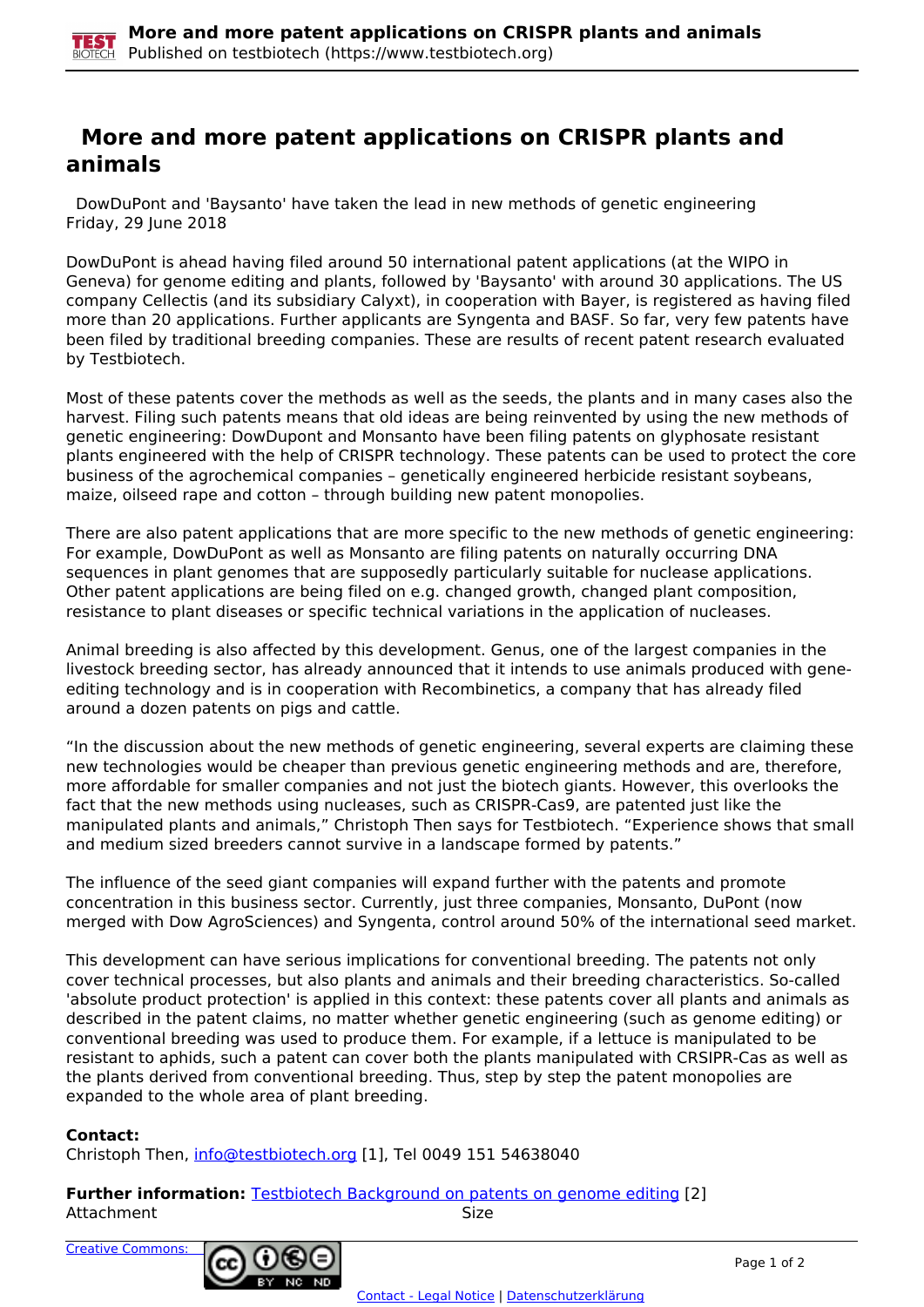# More and more patent applications on CRISPR plants and animals

DowDuPont and 'Baysanto' have taken the lead in new methods of genetic engineering
Friday, 29 June 2018

DowDuPont is ahead having filed around 50 international patent applications (at the WIPO in Geneva) for genome editing and plants, followed by 'Baysanto' with around 30 applications. The US company Cellectis (and its subsidiary Calyxt), in cooperation with Bayer, is registered as having filed more than 20 applications. Further applicants are Syngenta and BASF. So far, very few patents have been filed by traditional breeding companies. These are results of recent patent research evaluated by Testbiotech.

Most of these patents cover the methods as well as the seeds, the plants and in many cases also the harvest. Filing such patents means that old ideas are being reinvented by using the new methods of genetic engineering: DowDupont and Monsanto have been filing patents on glyphosate resistant plants engineered with the help of CRISPR technology. These patents can be used to protect the core business of the agrochemical companies – genetically engineered herbicide resistant soybeans, maize, oilseed rape and cotton – through building new patent monopolies.

There are also patent applications that are more specific to the new methods of genetic engineering: For example, DowDuPont as well as Monsanto are filing patents on naturally occurring DNA sequences in plant genomes that are supposedly particularly suitable for nuclease applications. Other patent applications are being filed on e.g. changed growth, changed plant composition, resistance to plant diseases or specific technical variations in the application of nucleases.

Animal breeding is also affected by this development. Genus, one of the largest companies in the livestock breeding sector, has already announced that it intends to use animals produced with gene-editing technology and is in cooperation with Recombinetics, a company that has already filed around a dozen patents on pigs and cattle.

"In the discussion about the new methods of genetic engineering, several experts are claiming these new technologies would be cheaper than previous genetic engineering methods and are, therefore, more affordable for smaller companies and not just the biotech giants. However, this overlooks the fact that the new methods using nucleases, such as CRISPR-Cas9, are patented just like the manipulated plants and animals," Christoph Then says for Testbiotech. "Experience shows that small and medium sized breeders cannot survive in a landscape formed by patents."

The influence of the seed giant companies will expand further with the patents and promote concentration in this business sector. Currently, just three companies, Monsanto, DuPont (now merged with Dow AgroSciences) and Syngenta, control around 50% of the international seed market.

This development can have serious implications for conventional breeding. The patents not only cover technical processes, but also plants and animals and their breeding characteristics. So-called 'absolute product protection' is applied in this context: these patents cover all plants and animals as described in the patent claims, no matter whether genetic engineering (such as genome editing) or conventional breeding was used to produce them. For example, if a lettuce is manipulated to be resistant to aphids, such a patent can cover both the plants manipulated with CRSIPR-Cas as well as the plants derived from conventional breeding. Thus, step by step the patent monopolies are expanded to the whole area of plant breeding.

**Contact:**
Christoph Then, info@testbiotech.org [1], Tel 0049 151 54638040

**Further information:** Testbiotech Background on patents on genome editing [2]

| Attachment | Size |
| --- | --- |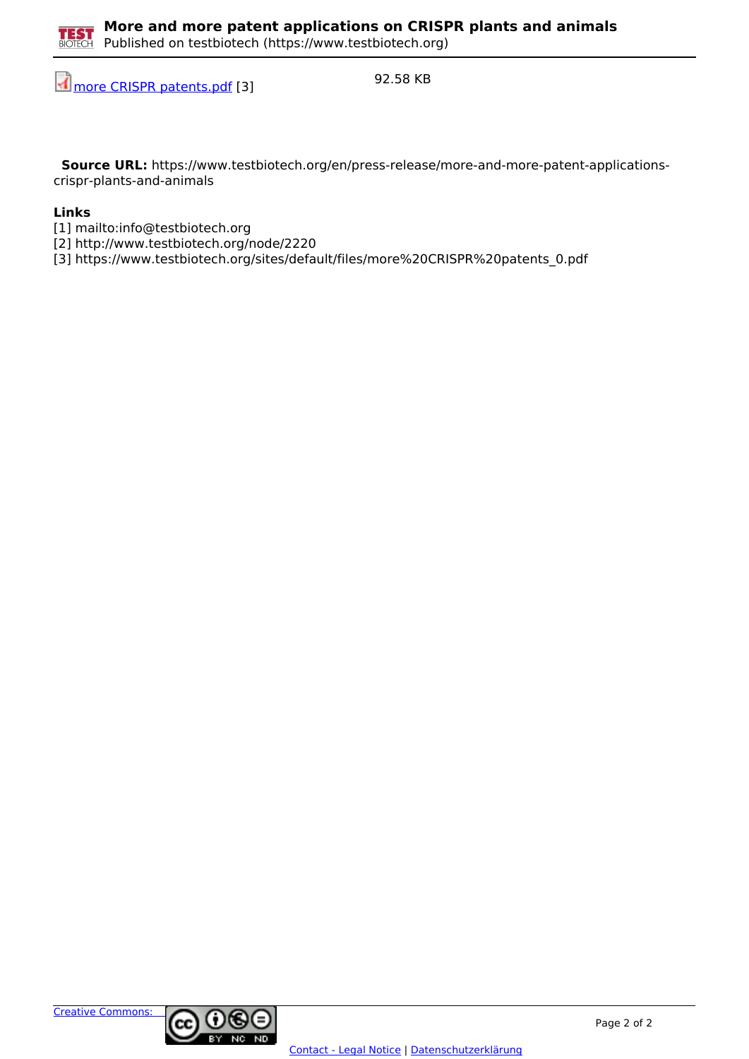more CRISPR patents.pdf [3] 92.58 KB

**Source URL:** https://www.testbiotech.org/en/press-release/more-and-more-patent-applications-crispr-plants-and-animals

**Links**

[1] mailto:info@testbiotech.org
[2] http://www.testbiotech.org/node/2220
[3] https://www.testbiotech.org/sites/default/files/more%20CRISPR%20patents_0.pdf